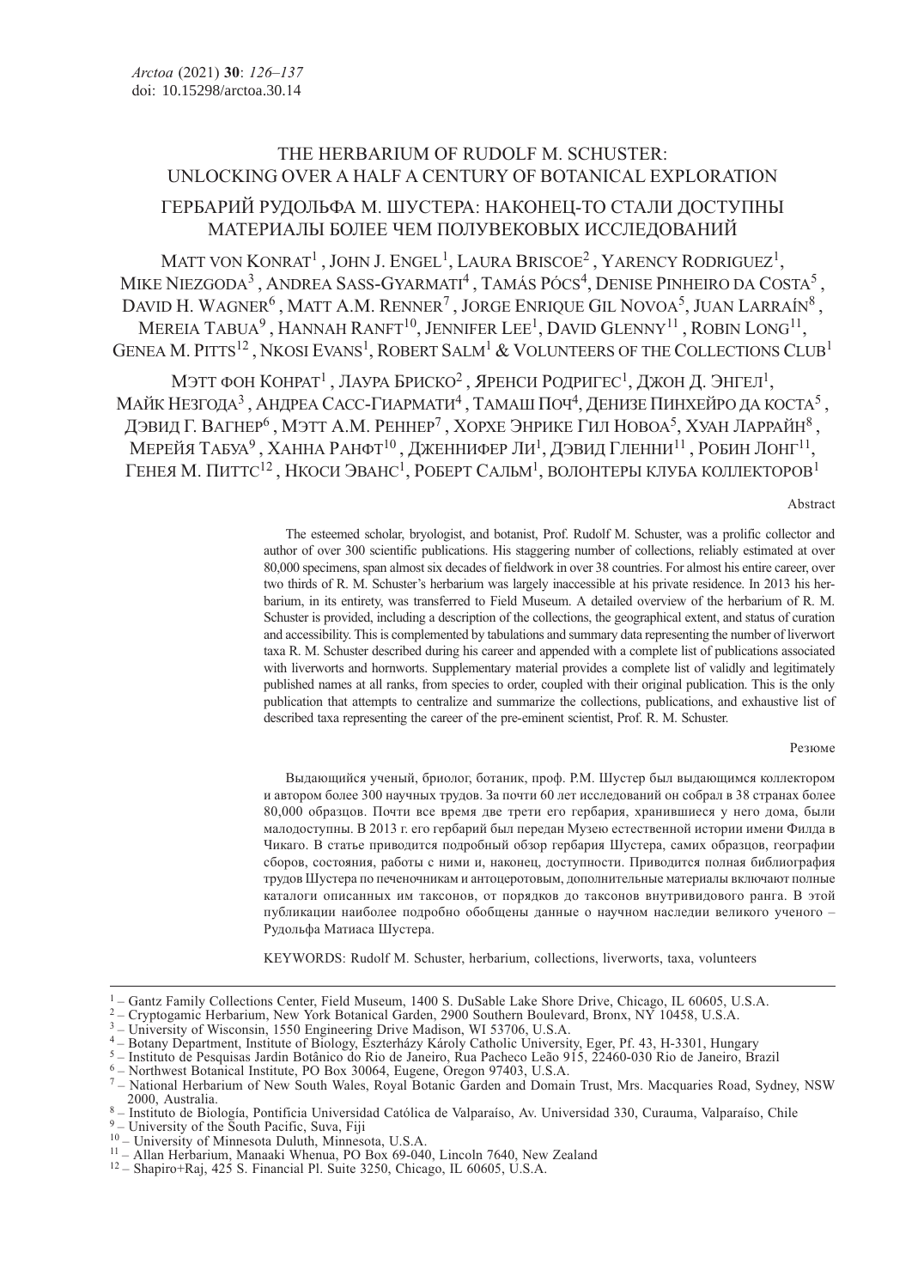Arctoa (2021) **30**: *126–137*
doi: 10.15298/arctoa.30.14

# THE HERBARIUM OF RUDOLF M. SCHUSTER: UNLOCKING OVER A HALF A CENTURY OF BOTANICAL EXPLORATION

# ГЕРБАРИЙ РУДОЛЬФА М. ШУСТЕРА: НАКОНЕЦ-ТО СТАЛИ ДОСТУПНЫ МАТЕРИАЛЫ БОЛЕЕ ЧЕМ ПОЛУВЕКОВЫХ ИССЛЕДОВАНИЙ

MATT VON KONRAT[1], JOHN J. ENGEL[1], LAURA BRISCOE[2], YARENCY RODRIGUEZ[1], MIKE NIEZGODA[3], ANDREA SASS-GYARMATI[4], TAMÁS PÓCS[4], DENISE PINHEIRO DA COSTA[5], DAVID H. WAGNER[6], MATT A.M. RENNER[7], JORGE ENRIQUE GIL NOVOA[5], JUAN LARRAÍN[8], MEREIA TABUA[9], HANNAH RANFT[10], JENNIFER LEE[1], DAVID GLENNY[11], ROBIN LONG[11], GENEA M. PITTS[12], NKOSI EVANS[1], ROBERT SALM[1] & VOLUNTEERS OF THE COLLECTIONS CLUB[1]

МЭТТ ФОН КОНРАТ[1], ЛАУРА БРИСКО[2], ЯРЕНСИ РОДРИГЕС[1], ДЖОН Д. ЭНГЕЛ[1], МАЙК НЕЗГОДА[3], АНДРЕА САСС-ГИАРМАТИ[4], ТАМАШ ПОЧ[4], ДЕНИЗЕ ПИНХЕЙРО ДА КОСТА[5], ДЭВИД Г. ВАГНЕР[6], МЭТТ А.М. РЕННЕР[7], ХОРХЕ ЭНРИКЕ ГИЛ НОВОА[5], ХУАН ЛАРРАЙН[8], МЕРЕЙЯ ТАБУА[9], ХАННА РАНФТ[10], ДЖЕННИФЕР ЛИ[1], ДЭВИД ГЛЕННИ[11], РОБИН ЛОНГ[11], ГЕНЕЯ М. ПИТТС[12], НКОСИ ЭВАНС[1], РОБЕРТ САЛЬМ[1], ВОЛОНТЕРЫ КЛУБА КОЛЛЕКТОРОВ[1]

## Abstract

The esteemed scholar, bryologist, and botanist, Prof. Rudolf M. Schuster, was a prolific collector and author of over 300 scientific publications. His staggering number of collections, reliably estimated at over 80,000 specimens, span almost six decades of fieldwork in over 38 countries. For almost his entire career, over two thirds of R. M. Schuster's herbarium was largely inaccessible at his private residence. In 2013 his herbarium, in its entirety, was transferred to Field Museum. A detailed overview of the herbarium of R. M. Schuster is provided, including a description of the collections, the geographical extent, and status of curation and accessibility. This is complemented by tabulations and summary data representing the number of liverwort taxa R. M. Schuster described during his career and appended with a complete list of publications associated with liverworts and hornworts. Supplementary material provides a complete list of validly and legitimately published names at all ranks, from species to order, coupled with their original publication. This is the only publication that attempts to centralize and summarize the collections, publications, and exhaustive list of described taxa representing the career of the pre-eminent scientist, Prof. R. M. Schuster.

## Резюме

Выдающийся ученый, бриолог, ботаник, проф. Р.М. Шустер был выдающимся коллектором и автором более 300 научных трудов. За почти 60 лет исследований он собрал в 38 странах более 80,000 образцов. Почти все время две трети его гербария, хранившиеся у него дома, были малодоступны. В 2013 г. его гербарий был передан Музею естественной истории имени Филда в Чикаго. В статье приводится подробный обзор гербария Шустера, самих образцов, географии сборов, состояния, работы с ними и, наконец, доступности. Приводится полная библиография трудов Шустера по печеночникам и антоцеротовым, дополнительные материалы включают полные каталоги описанных им таксонов, от порядков до таксонов внутривидового ранга. В этой публикации наиболее подробно обобщены данные о научном наследии великого ученого – Рудольфа Матиаса Шустера.

KEYWORDS: Rudolf M. Schuster, herbarium, collections, liverworts, taxa, volunteers

---

[1] – Gantz Family Collections Center, Field Museum, 1400 S. DuSable Lake Shore Drive, Chicago, IL 60605, U.S.A.
[2] – Cryptogamic Herbarium, New York Botanical Garden, 2900 Southern Boulevard, Bronx, NY 10458, U.S.A.
[3] – University of Wisconsin, 1550 Engineering Drive Madison, WI 53706, U.S.A.
[4] – Botany Department, Institute of Biology, Eszterházy Károly Catholic University, Eger, Pf. 43, H-3301, Hungary
[5] – Instituto de Pesquisas Jardin Botânico do Rio de Janeiro, Rua Pacheco Leão 915, 22460-030 Rio de Janeiro, Brazil
[6] – Northwest Botanical Institute, PO Box 30064, Eugene, Oregon 97403, U.S.A.
[7] – National Herbarium of New South Wales, Royal Botanic Garden and Domain Trust, Mrs. Macquaries Road, Sydney, NSW 2000, Australia.
[8] – Instituto de Biología, Pontificia Universidad Católica de Valparaíso, Av. Universidad 330, Curauma, Valparaíso, Chile
[9] – University of the South Pacific, Suva, Fiji
[10] – University of Minnesota Duluth, Minnesota, U.S.A.
[11] – Allan Herbarium, Manaaki Whenua, PO Box 69-040, Lincoln 7640, New Zealand
[12] – Shapiro+Raj, 425 S. Financial Pl. Suite 3250, Chicago, IL 60605, U.S.A.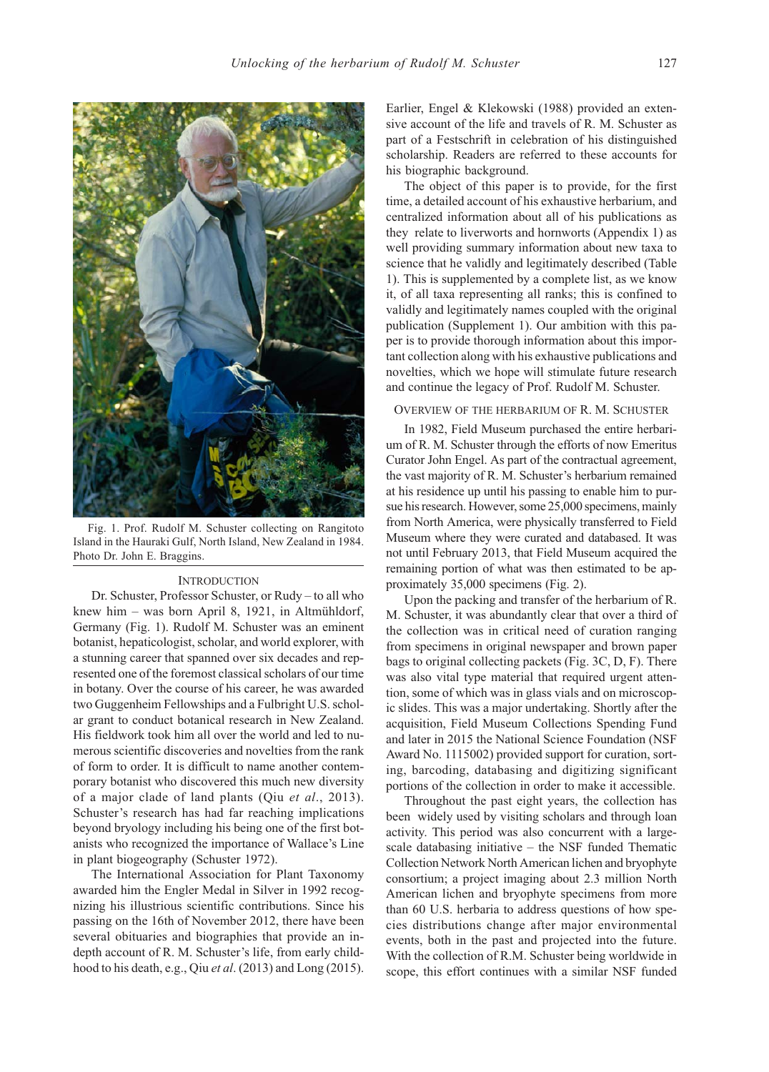Fig. 1. Prof. Rudolf M. Schuster collecting on Rangitoto Island in the Hauraki Gulf, North Island, New Zealand in 1984. Photo Dr. John E. Braggins.

## INTRODUCTION

Dr. Schuster, Professor Schuster, or Rudy – to all who knew him – was born April 8, 1921, in Altmühldorf, Germany (Fig. 1). Rudolf M. Schuster was an eminent botanist, hepaticologist, scholar, and world explorer, with a stunning career that spanned over six decades and represented one of the foremost classical scholars of our time in botany. Over the course of his career, he was awarded two Guggenheim Fellowships and a Fulbright U.S. scholar grant to conduct botanical research in New Zealand. His fieldwork took him all over the world and led to numerous scientific discoveries and novelties from the rank of form to order. It is difficult to name another contemporary botanist who discovered this much new diversity of a major clade of land plants (Qiu *et al*., 2013). Schuster's research has had far reaching implications beyond bryology including his being one of the first botanists who recognized the importance of Wallace's Line in plant biogeography (Schuster 1972).

The International Association for Plant Taxonomy awarded him the Engler Medal in Silver in 1992 recognizing his illustrious scientific contributions. Since his passing on the 16th of November 2012, there have been several obituaries and biographies that provide an in-depth account of R. M. Schuster's life, from early childhood to his death, e.g., Qiu *et al*. (2013) and Long (2015). Earlier, Engel & Klekowski (1988) provided an extensive account of the life and travels of R. M. Schuster as part of a Festschrift in celebration of his distinguished scholarship. Readers are referred to these accounts for his biographic background.

The object of this paper is to provide, for the first time, a detailed account of his exhaustive herbarium, and centralized information about all of his publications as they relate to liverworts and hornworts (Appendix 1) as well providing summary information about new taxa to science that he validly and legitimately described (Table 1). This is supplemented by a complete list, as we know it, of all taxa representing all ranks; this is confined to validly and legitimately names coupled with the original publication (Supplement 1). Our ambition with this paper is to provide thorough information about this important collection along with his exhaustive publications and novelties, which we hope will stimulate future research and continue the legacy of Prof. Rudolf M. Schuster.

## OVERVIEW OF THE HERBARIUM OF R. M. SCHUSTER

In 1982, Field Museum purchased the entire herbarium of R. M. Schuster through the efforts of now Emeritus Curator John Engel. As part of the contractual agreement, the vast majority of R. M. Schuster's herbarium remained at his residence up until his passing to enable him to pursue his research. However, some 25,000 specimens, mainly from North America, were physically transferred to Field Museum where they were curated and databased. It was not until February 2013, that Field Museum acquired the remaining portion of what was then estimated to be approximately 35,000 specimens (Fig. 2).

Upon the packing and transfer of the herbarium of R. M. Schuster, it was abundantly clear that over a third of the collection was in critical need of curation ranging from specimens in original newspaper and brown paper bags to original collecting packets (Fig. 3C, D, F). There was also vital type material that required urgent attention, some of which was in glass vials and on microscopic slides. This was a major undertaking. Shortly after the acquisition, Field Museum Collections Spending Fund and later in 2015 the National Science Foundation (NSF Award No. 1115002) provided support for curation, sorting, barcoding, databasing and digitizing significant portions of the collection in order to make it accessible.

Throughout the past eight years, the collection has been widely used by visiting scholars and through loan activity. This period was also concurrent with a large-scale databasing initiative – the NSF funded Thematic Collection Network North American lichen and bryophyte consortium; a project imaging about 2.3 million North American lichen and bryophyte specimens from more than 60 U.S. herbaria to address questions of how species distributions change after major environmental events, both in the past and projected into the future. With the collection of R.M. Schuster being worldwide in scope, this effort continues with a similar NSF funded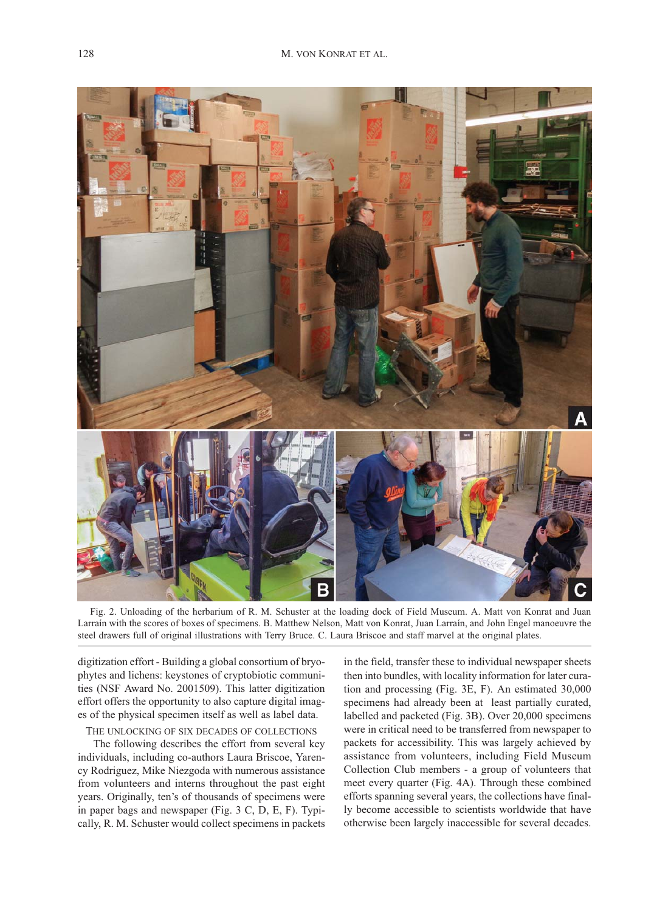Fig. 2. Unloading of the herbarium of R. M. Schuster at the loading dock of Field Museum. A. Matt von Konrat and Juan Larraín with the scores of boxes of specimens. B. Matthew Nelson, Matt von Konrat, Juan Larraín, and John Engel manoeuvre the steel drawers full of original illustrations with Terry Bruce. C. Laura Briscoe and staff marvel at the original plates.

digitization effort - Building a global consortium of bryophytes and lichens: keystones of cryptobiotic communities (NSF Award No. 2001509). This latter digitization effort offers the opportunity to also capture digital images of the physical specimen itself as well as label data.

## The unlocking of six decades of collections

The following describes the effort from several key individuals, including co-authors Laura Briscoe, Yarency Rodriguez, Mike Niezgoda with numerous assistance from volunteers and interns throughout the past eight years. Originally, ten's of thousands of specimens were in paper bags and newspaper (Fig. 3 C, D, E, F). Typically, R. M. Schuster would collect specimens in packets in the field, transfer these to individual newspaper sheets then into bundles, with locality information for later curation and processing (Fig. 3E, F). An estimated 30,000 specimens had already been at least partially curated, labelled and packeted (Fig. 3B). Over 20,000 specimens were in critical need to be transferred from newspaper to packets for accessibility. This was largely achieved by assistance from volunteers, including Field Museum Collection Club members - a group of volunteers that meet every quarter (Fig. 4A). Through these combined efforts spanning several years, the collections have finally become accessible to scientists worldwide that have otherwise been largely inaccessible for several decades.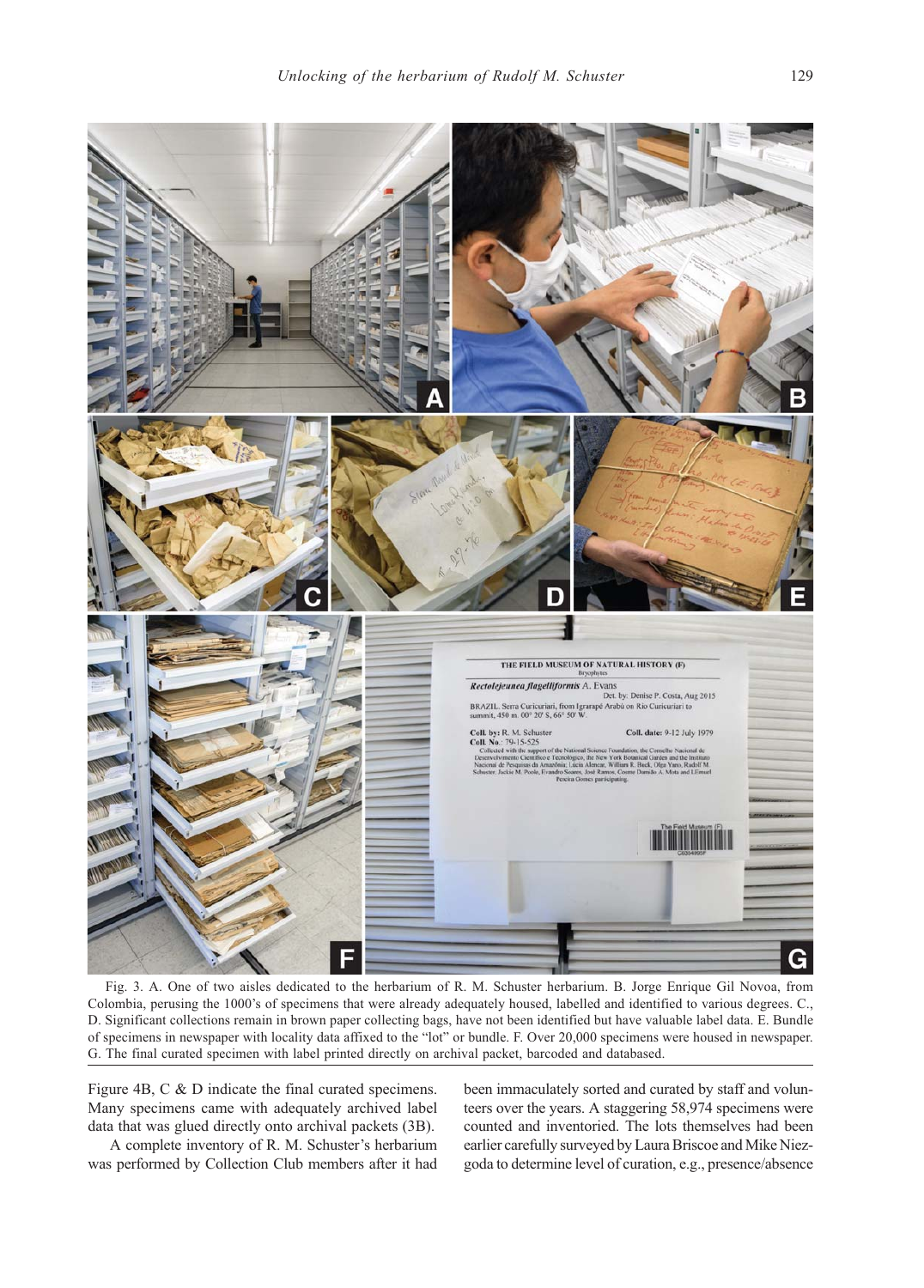Fig. 3. A. One of two aisles dedicated to the herbarium of R. M. Schuster herbarium. B. Jorge Enrique Gil Novoa, from Colombia, perusing the 1000's of specimens that were already adequately housed, labelled and identified to various degrees. C., D. Significant collections remain in brown paper collecting bags, have not been identified but have valuable label data. E. Bundle of specimens in newspaper with locality data affixed to the "lot" or bundle. F. Over 20,000 specimens were housed in newspaper. G. The final curated specimen with label printed directly on archival packet, barcoded and databased.

Figure 4B, C & D indicate the final curated specimens. Many specimens came with adequately archived label data that was glued directly onto archival packets (3B).

A complete inventory of R. M. Schuster's herbarium was performed by Collection Club members after it had been immaculately sorted and curated by staff and volunteers over the years. A staggering 58,974 specimens were counted and inventoried. The lots themselves had been earlier carefully surveyed by Laura Briscoe and Mike Niezgoda to determine level of curation, e.g., presence/absence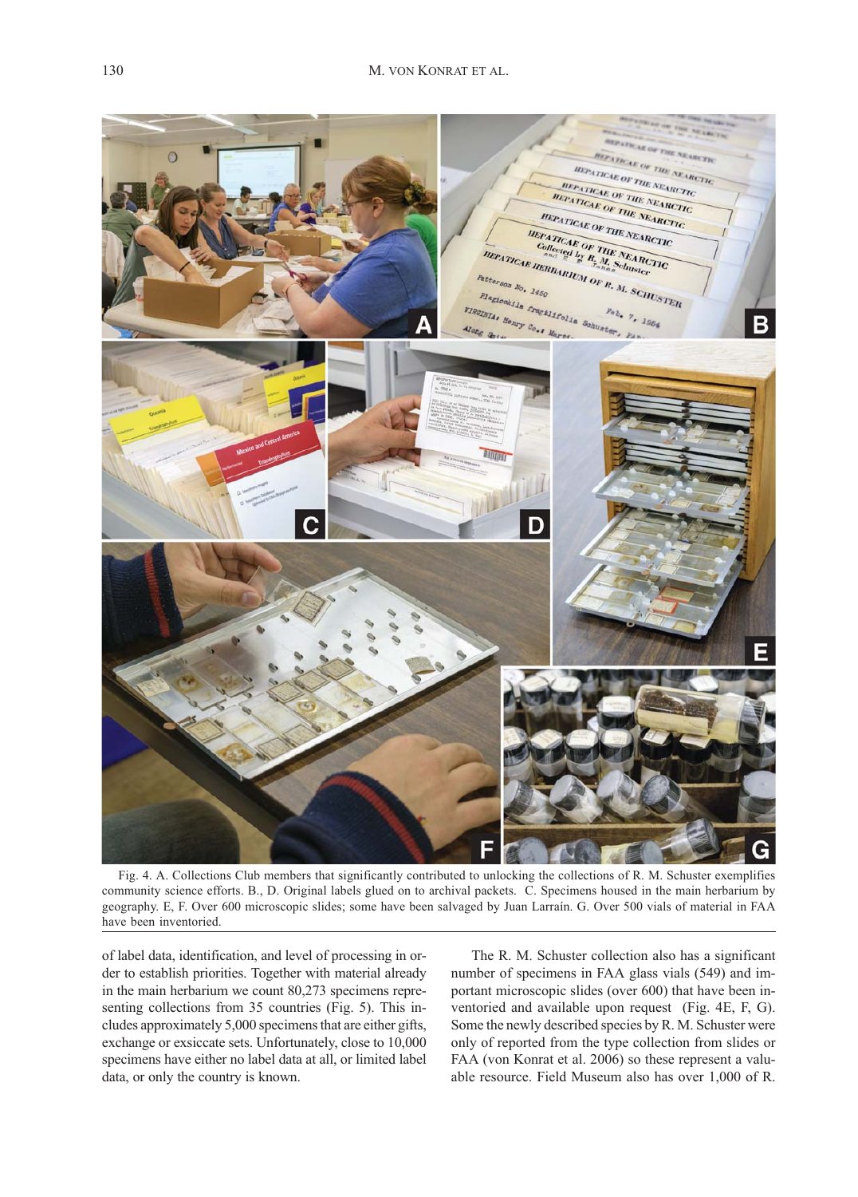Fig. 4. A. Collections Club members that significantly contributed to unlocking the collections of R. M. Schuster exemplifies community science efforts. B., D. Original labels glued on to archival packets. C. Specimens housed in the main herbarium by geography. E, F. Over 600 microscopic slides; some have been salvaged by Juan Larraín. G. Over 500 vials of material in FAA have been inventoried.

of label data, identification, and level of processing in order to establish priorities. Together with material already in the main herbarium we count 80,273 specimens representing collections from 35 countries (Fig. 5). This includes approximately 5,000 specimens that are either gifts, exchange or exsiccate sets. Unfortunately, close to 10,000 specimens have either no label data at all, or limited label data, or only the country is known.

The R. M. Schuster collection also has a significant number of specimens in FAA glass vials (549) and important microscopic slides (over 600) that have been inventoried and available upon request (Fig. 4E, F, G). Some the newly described species by R. M. Schuster were only of reported from the type collection from slides or FAA (von Konrat et al. 2006) so these represent a valuable resource. Field Museum also has over 1,000 of R.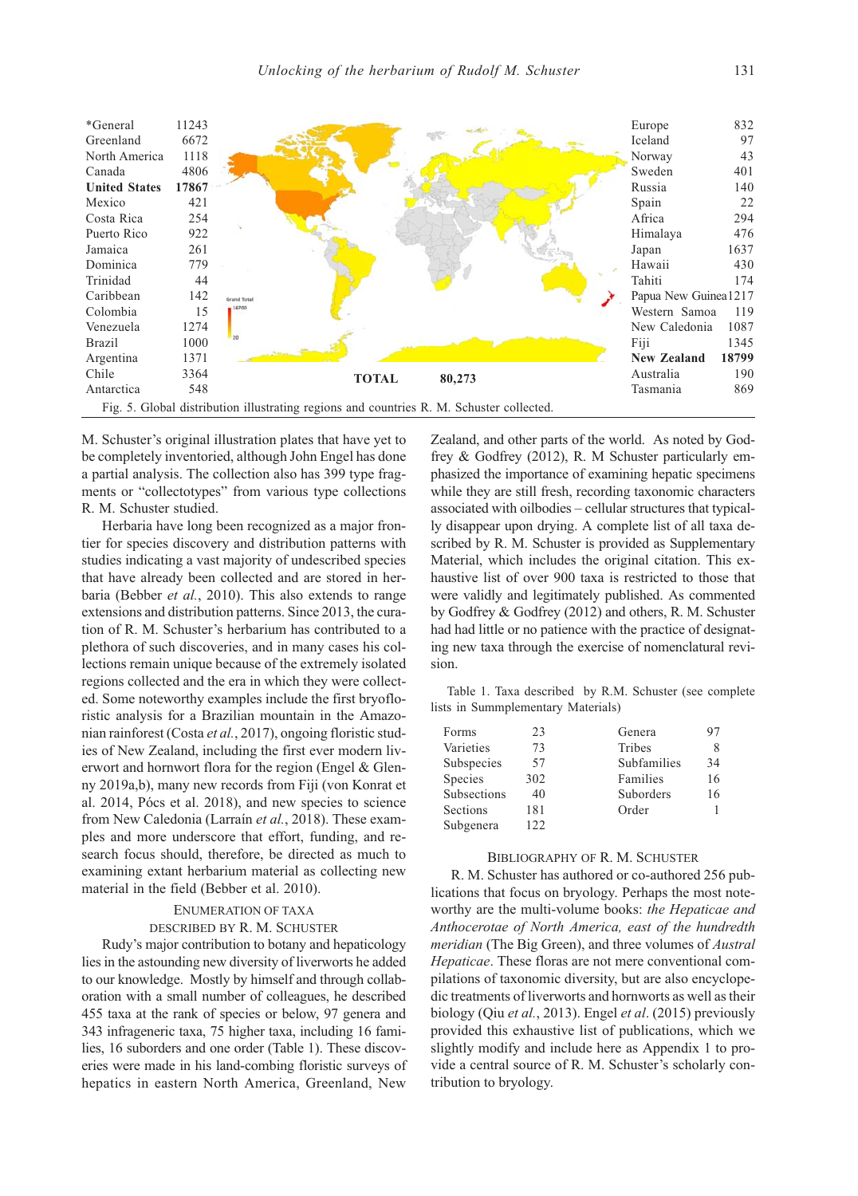*General 11243
Greenland 6672
North America 1118
Canada 4806
**United States 17867**
Mexico 421
Costa Rica 254
Puerto Rico 922
Jamaica 261
Dominica 779
Trinidad 44
Caribbean 142
Colombia 15
Venezuela 1274
Brazil 1000
Argentina 1371
Chile 3364
Antarctica 548

Grand Total
16700
20

**TOTAL 80,273**

Europe 832
Iceland 97
Norway 43
Sweden 401
Russia 140
Spain 22
Africa 294
Himalaya 476
Japan 1637
Hawaii 430
Tahiti 174
Papua New Guinea 1217
Western Samoa 119
New Caledonia 1087
Fiji 1345
**New Zealand 18799**
Australia 190
Tasmania 869

Fig. 5. Global distribution illustrating regions and countries R. M. Schuster collected.

M. Schuster's original illustration plates that have yet to be completely inventoried, although John Engel has done a partial analysis. The collection also has 399 type fragments or "collectotypes" from various type collections R. M. Schuster studied.

Herbaria have long been recognized as a major frontier for species discovery and distribution patterns with studies indicating a vast majority of undescribed species that have already been collected and are stored in herbaria (Bebber *et al.*, 2010). This also extends to range extensions and distribution patterns. Since 2013, the curation of R. M. Schuster's herbarium has contributed to a plethora of such discoveries, and in many cases his collections remain unique because of the extremely isolated regions collected and the era in which they were collected. Some noteworthy examples include the first bryofloristic analysis for a Brazilian mountain in the Amazonian rainforest (Costa *et al.*, 2017), ongoing floristic studies of New Zealand, including the first ever modern liverwort and hornwort flora for the region (Engel & Glenny 2019a,b), many new records from Fiji (von Konrat et al. 2014, Pócs et al. 2018), and new species to science from New Caledonia (Larraín *et al.*, 2018). These examples and more underscore that effort, funding, and research focus should, therefore, be directed as much to examining extant herbarium material as collecting new material in the field (Bebber et al. 2010).

## Enumeration of taxa described by R. M. Schuster

Rudy's major contribution to botany and hepaticology lies in the astounding new diversity of liverworts he added to our knowledge. Mostly by himself and through collaboration with a small number of colleagues, he described 455 taxa at the rank of species or below, 97 genera and 343 infrageneric taxa, 75 higher taxa, including 16 families, 16 suborders and one order (Table 1). These discoveries were made in his land-combing floristic surveys of hepatics in eastern North America, Greenland, New Zealand, and other parts of the world. As noted by Godfrey & Godfrey (2012), R. M Schuster particularly emphasized the importance of examining hepatic specimens while they are still fresh, recording taxonomic characters associated with oilbodies – cellular structures that typically disappear upon drying. A complete list of all taxa described by R. M. Schuster is provided as Supplementary Material, which includes the original citation. This exhaustive list of over 900 taxa is restricted to those that were validly and legitimately published. As commented by Godfrey & Godfrey (2012) and others, R. M. Schuster had had little or no patience with the practice of designating new taxa through the exercise of nomenclatural revision.

Table 1. Taxa described by R.M. Schuster (see complete lists in Summplementary Materials)

| | | | |
|---|---|---|---|
| Forms | 23 | Genera | 97 |
| Varieties | 73 | Tribes | 8 |
| Subspecies | 57 | Subfamilies | 34 |
| Species | 302 | Families | 16 |
| Subsections | 40 | Suborders | 16 |
| Sections | 181 | Order | 1 |
| Subgenera | 122 | | |

## Bibliography of R. M. Schuster

R. M. Schuster has authored or co-authored 256 publications that focus on bryology. Perhaps the most noteworthy are the multi-volume books: *the Hepaticae and Anthocerotae of North America, east of the hundredth meridian* (The Big Green), and three volumes of *Austral Hepaticae*. These floras are not mere conventional compilations of taxonomic diversity, but are also encyclopedic treatments of liverworts and hornworts as well as their biology (Qiu *et al.*, 2013). Engel *et al*. (2015) previously provided this exhaustive list of publications, which we slightly modify and include here as Appendix 1 to provide a central source of R. M. Schuster's scholarly contribution to bryology.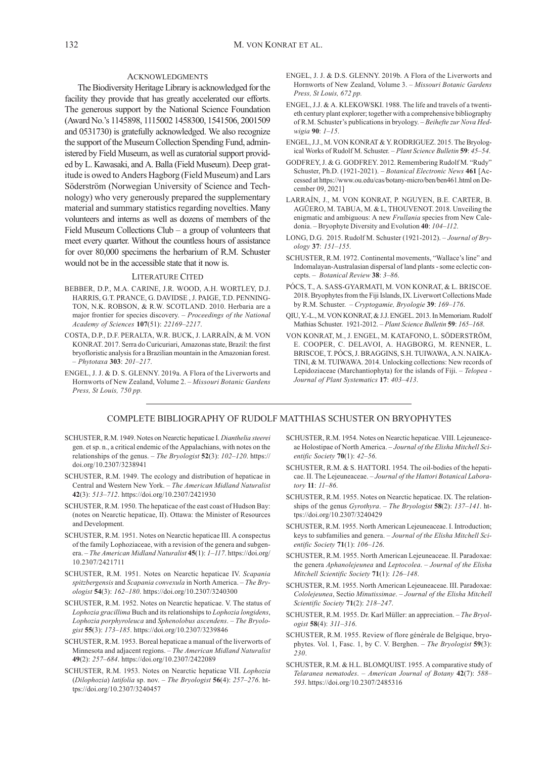### Acknowledgments

The Biodiversity Heritage Library is acknowledged for the facility they provide that has greatly accelerated our efforts. The generous support by the National Science Foundation (Award No.'s 1145898, 1115002 1458300, 1541506, 2001509 and 0531730) is gratefully acknowledged. We also recognize the support of the Museum Collection Spending Fund, administered by Field Museum, as well as curatorial support provided by L. Kawasaki, and A. Balla (Field Museum). Deep gratitude is owed to Anders Hagborg (Field Museum) and Lars Söderström (Norwegian University of Science and Technology) who very generously prepared the supplementary material and summary statistics regarding novelties. Many volunteers and interns as well as dozens of members of the Field Museum Collections Club – a group of volunteers that meet every quarter. Without the countless hours of assistance for over 80,000 specimens the herbarium of R.M. Schuster would not be in the accessible state that it now is.

### Literature Cited

BEBBER, D.P., M.A. CARINE, J.R. WOOD, A.H. WORTLEY, D.J. HARRIS, G.T. PRANCE, G. DAVIDSE , J. PAIGE, T.D. PENNINGTON, N.K. ROBSON, & R.W. SCOTLAND. 2010. Herbaria are a major frontier for species discovery. – *Proceedings of the National Academy of Sciences* **107**(51): *22169–2217*.

COSTA, D.P., D.F. PERALTA, W.R. BUCK, J. LARRAÍN, & M. VON KONRAT. 2017. Serra do Curicuriari, Amazonas state, Brazil: the first bryofloristic analysis for a Brazilian mountain in the Amazonian forest. – *Phytotaxa* **303**: *201–217*.

ENGEL, J. J. & D. S. GLENNY. 2019a. A Flora of the Liverworts and Hornworts of New Zealand, Volume 2. – *Missouri Botanic Gardens Press, St Louis, 750 pp.*

ENGEL, J. J. & D.S. GLENNY. 2019b. A Flora of the Liverworts and Hornworts of New Zealand, Volume 3. – *Missouri Botanic Gardens Press, St Louis, 672 pp.*

ENGEL, J.J. & A. KLEKOWSKI. 1988. The life and travels of a twentieth century plant explorer; together with a comprehensive bibliography of R.M. Schuster's publications in bryology. – *Beihefte zur Nova Hedwigia* **90**: *1–15*.

ENGEL, J.J., M. VON KONRAT & Y. RODRIGUEZ. 2015. The Bryological Works of Rudolf M. Schuster. – *Plant Science Bulletin* **59**: *45–54*.

GODFREY, J. & G. GODFREY. 2012. Remembering Rudolf M. "Rudy" Schuster, Ph.D. (1921-2021). – *Botanical Electronic News* **461** [Accessed at https://www.ou.edu/cas/botany-micro/ben/ben461.html on December 09, 2021]

LARRAÍN, J., M. VON KONRAT, P. NGUYEN, B.E. CARTER, B. AGÜERO, M. TABUA, M. & L, THOUVENOT. 2018. Unveiling the enigmatic and ambiguous: A new *Frullania* species from New Caledonia. – Bryophyte Diversity and Evolution **40**: *104–112*.

LONG, D.G. 2015. Rudolf M. Schuster (1921-2012). – *Journal of Bryology* **37**: *151–155*.

SCHUSTER, R.M. 1972. Continental movements, "Wallace's line" and Indomalayan-Australasian dispersal of land plants - some eclectic concepts. – *Botanical Review* **38**: *3–86*.

PÓCS, T., A. SASS-GYARMATI, M. VON KONRAT, & L. BRISCOE. 2018. Bryophytes from the Fiji Islands, IX. Liverwort Collections Made by R.M. Schuster. – *Cryptogamie, Bryologie* **39**: *169–176*.

QIU, Y.-L., M. VON KONRAT, & J.J. ENGEL. 2013. In Memoriam. Rudolf Mathias Schuster. 1921-2012. – *Plant Science Bulletin* **59**: *165–168*.

VON KONRAT, M., J. ENGEL, M. KATAFONO, L. SÖDERSTRÖM, E. COOPER, C. DELAVOI, A. HAGBORG, M. RENNER, L. BRISCOE, T. PÓCS, J. BRAGGINS, S.H. TUIWAWA, A.N. NAIKATINI, & M. TUIWAWA. 2014. Unlocking collections: New records of Lepidoziaceae (Marchantiophyta) for the islands of Fiji. – *Telopea - Journal of Plant Systematics* **17**: *403–413*.

## Complete Bibliography of Rudolf Matthias Schuster on Bryophytes

SCHUSTER, R.M. 1949. Notes on Nearctic hepaticae I. *Dianthelia steerei* gen. et sp. n., a critical endemic of the Appalachians, with notes on the relationships of the genus. – *The Bryologist* **52**(3): *102–120*. https://doi.org/10.2307/3238941

SCHUSTER, R.M. 1949. The ecology and distribution of hepaticae in Central and Western New York. – *The American Midland Naturalist* **42**(3): *513–712*. https://doi.org/10.2307/2421930

SCHUSTER, R.M. 1950. The hepaticae of the east coast of Hudson Bay: (notes on Nearctic hepaticae, II). Ottawa: the Minister of Resources and Development.

SCHUSTER, R.M. 1951. Notes on Nearctic hepaticae III. A conspectus of the family Lophoziaceae, with a revision of the genera and subgenera. – *The American Midland Naturalist* **45**(1): *1–117*. https://doi.org/10.2307/2421711

SCHUSTER, R.M. 1951. Notes on Nearctic hepaticae IV. *Scapania spitzbergensis* and *Scapania convexula* in North America. – *The Bryologist* **54**(3): *162–180*. https://doi.org/10.2307/3240300

SCHUSTER, R.M. 1952. Notes on Nearctic hepaticae. V. The status of *Lophozia gracillima* Buch and its relationships to *Lophozia longidens*, *Lophozia porphyroleuca* and *Sphenolobus ascendens*. – *The Bryologist* **55**(3): *173–185*. https://doi.org/10.2307/3239846

SCHUSTER, R.M. 1953. Boreal hepaticae a manual of the liverworts of Minnesota and adjacent regions. – *The American Midland Naturalist* **49**(2): *257–684*. https://doi.org/10.2307/2422089

SCHUSTER, R.M. 1953. Notes on Nearctic hepaticae VII. *Lophozia* (*Dilophozia*) *latifolia* sp. nov. – *The Bryologist* **56**(4): *257–276*. https://doi.org/10.2307/3240457

SCHUSTER, R.M. 1954. Notes on Nearctic hepaticae. VIII. Lejeuneaceae Holostipae of North America. – *Journal of the Elisha Mitchell Scientific Society* **70**(1): *42–56*.

SCHUSTER, R.M. & S. HATTORI. 1954. The oil-bodies of the hepaticae. II. The Lejeuneaceae. – *Journal of the Hattori Botanical Laboratory* **11**: *11–86*.

SCHUSTER, R.M. 1955. Notes on Nearctic hepaticae. IX. The relationships of the genus *Gyrothyra*. – *The Bryologist* **58**(2): *137–141*. https://doi.org/10.2307/3240429

SCHUSTER, R.M. 1955. North American Lejeuneaceae. I. Introduction; keys to subfamilies and genera. – *Journal of the Elisha Mitchell Scientific Society* **71**(1): *106–126*.

SCHUSTER, R.M. 1955. North American Lejeuneaceae. II. Paradoxae: the genera *Aphanolejeunea* and *Leptocolea*. – *Journal of the Elisha Mitchell Scientific Society* **71**(1): *126–148*.

SCHUSTER, R.M. 1955. North American Lejeuneaceae. III. Paradoxae: *Cololejeunea*, Sectio *Minutissimae*. – *Journal of the Elisha Mitchell Scientific Society* **71**(2): *218–247*.

SCHUSTER, R.M. 1955. Dr. Karl Müller: an appreciation. – *The Bryologist* **58**(4): *311–316*.

SCHUSTER, R.M. 1955. Review of flore générale de Belgique, bryophytes. Vol. 1, Fasc. 1, by C. V. Berghen. – *The Bryologist* **59**(3): *230*.

SCHUSTER, R.M. & H.L. BLOMQUIST. 1955. A comparative study of *Telaranea nematodes*. – *American Journal of Botany* **42**(7): *588–593*. https://doi.org/10.2307/2485316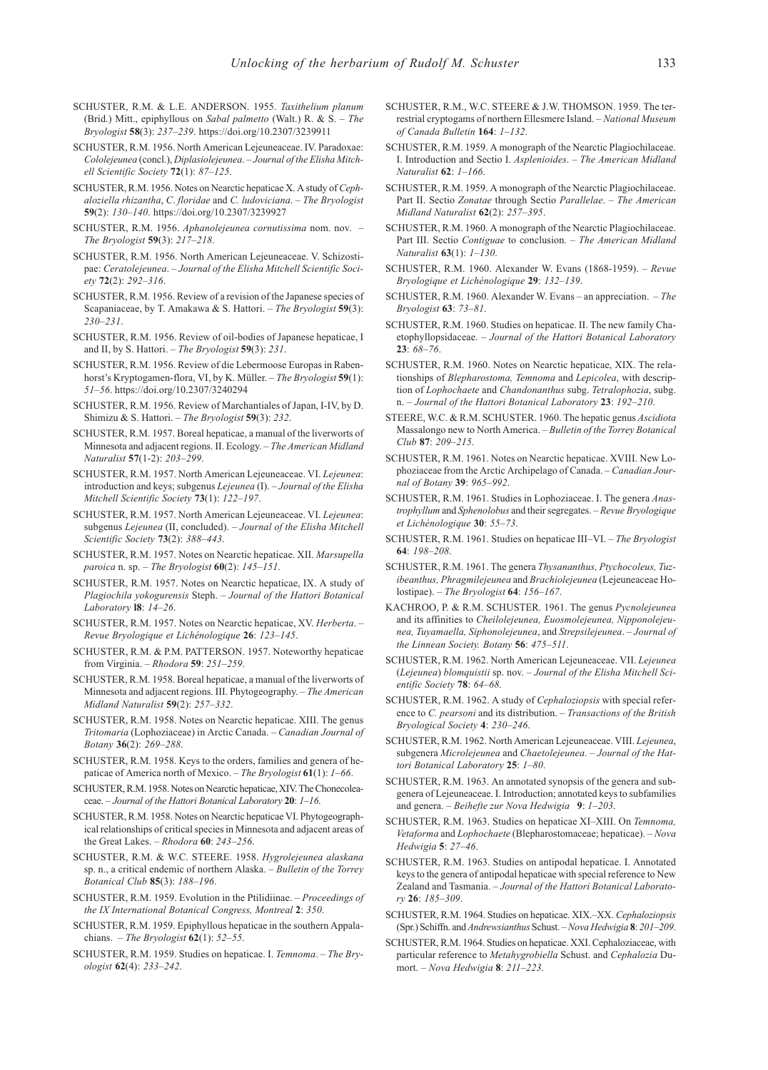SCHUSTER, R.M. & L.E. ANDERSON. 1955. *Taxithelium planum* (Brid.) Mitt., epiphyllous on *Sabal palmetto* (Walt.) R. & S. – *The Bryologist* **58**(3): *237–239*. https://doi.org/10.2307/3239911

SCHUSTER, R.M. 1956. North American Lejeuneaceae. IV. Paradoxae: *Cololejeunea* (concl.), *Diplasiolejeunea*. – *Journal of the Elisha Mitchell Scientific Society* **72**(1): *87–125*.

SCHUSTER, R.M. 1956. Notes on Nearctic hepaticae X. A study of *Cephaloziella rhizantha*, *C. floridae* and *C. ludoviciana*. – *The Bryologist* **59**(2): *130–140*. https://doi.org/10.2307/3239927

SCHUSTER, R.M. 1956. *Aphanolejeunea cornutissima* nom. nov. – *The Bryologist* **59**(3): *217–218*.

SCHUSTER, R.M. 1956. North American Lejeuneaceae. V. Schizostipae: *Ceratolejeunea*. – *Journal of the Elisha Mitchell Scientific Society* **72**(2): *292–316*.

SCHUSTER, R.M. 1956. Review of a revision of the Japanese species of Scapaniaceae, by T. Amakawa & S. Hattori. – *The Bryologist* **59**(3): *230–231*.

SCHUSTER, R.M. 1956. Review of oil-bodies of Japanese hepaticae, I and II, by S. Hattori. – *The Bryologist* **59**(3): *231*.

SCHUSTER, R.M. 1956. Review of die Lebermoose Europas in Rabenhorst's Kryptogamen-flora, VI, by K. Müller. – *The Bryologist* **59**(1): *51–56*. https://doi.org/10.2307/3240294

SCHUSTER, R.M. 1956. Review of Marchantiales of Japan, I-IV, by D. Shimizu & S. Hattori. – *The Bryologist* **59**(3): *232*.

SCHUSTER, R.M. 1957. Boreal hepaticae, a manual of the liverworts of Minnesota and adjacent regions. II. Ecology. – *The American Midland Naturalist* **57**(1-2): *203–299*.

SCHUSTER, R.M. 1957. North American Lejeuneaceae. VI. *Lejeunea*: introduction and keys; subgenus *Lejeunea* (I). – *Journal of the Elisha Mitchell Scientific Society* **73**(1): *122–197*.

SCHUSTER, R.M. 1957. North American Lejeuneaceae. VI. *Lejeunea*: subgenus *Lejeunea* (II, concluded). – *Journal of the Elisha Mitchell Scientific Society* **73**(2): *388–443*.

SCHUSTER, R.M. 1957. Notes on Nearctic hepaticae. XII. *Marsupella paroica* n. sp. – *The Bryologist* **60**(2): *145–151*.

SCHUSTER, R.M. 1957. Notes on Nearctic hepaticae, IX. A study of *Plagiochila yokogurensis* Steph. – *Journal of the Hattori Botanical Laboratory* **l8**: *14–26*.

SCHUSTER, R.M. 1957. Notes on Nearctic hepaticae, XV. *Herberta*. – *Revue Bryologique et Lichénologique* **26**: *123–145*.

SCHUSTER, R.M. & P.M. PATTERSON. 1957. Noteworthy hepaticae from Virginia. – *Rhodora* **59**: *251–259*.

SCHUSTER, R.M. 1958. Boreal hepaticae, a manual of the liverworts of Minnesota and adjacent regions. III. Phytogeography. – *The American Midland Naturalist* **59**(2): *257–332*.

SCHUSTER, R.M. 1958. Notes on Nearctic hepaticae. XIII. The genus *Tritomaria* (Lophoziaceae) in Arctic Canada. – *Canadian Journal of Botany* **36**(2): *269–288*.

SCHUSTER, R.M. 1958. Keys to the orders, families and genera of hepaticae of America north of Mexico. – *The Bryologist* **61**(1): *1–66*.

SCHUSTER, R.M. 1958. Notes on Nearctic hepaticae, XIV. The Chonecoleaceae. – *Journal of the Hattori Botanical Laboratory* **20**: *1–16*.

SCHUSTER, R.M. 1958. Notes on Nearctic hepaticae VI. Phytogeographical relationships of critical species in Minnesota and adjacent areas of the Great Lakes. – *Rhodora* **60**: *243–256*.

SCHUSTER, R.M. & W.C. STEERE. 1958. *Hygrolejeunea alaskana* sp. n., a critical endemic of northern Alaska. – *Bulletin of the Torrey Botanical Club* **85**(3): *188–196*.

SCHUSTER, R.M. 1959. Evolution in the Ptilidiinae. – *Proceedings of the IX International Botanical Congress, Montreal* **2**: *350*.

SCHUSTER, R.M. 1959. Epiphyllous hepaticae in the southern Appalachians. – *The Bryologist* **62**(1): *52–55*.

SCHUSTER, R.M. 1959. Studies on hepaticae. I. *Temnoma*. – *The Bryologist* **62**(4): *233–242*.

SCHUSTER, R.M., W.C. STEERE & J.W. THOMSON. 1959. The terrestrial cryptogams of northern Ellesmere Island. – *National Museum of Canada Bulletin* **164**: *1–132*.

SCHUSTER, R.M. 1959. A monograph of the Nearctic Plagiochilaceae. I. Introduction and Sectio I. *Asplenioides*. – *The American Midland Naturalist* **62**: *1–166*.

SCHUSTER, R.M. 1959. A monograph of the Nearctic Plagiochilaceae. Part II. Sectio *Zonatae* through Sectio *Parallelae*. – *The American Midland Naturalist* **62**(2): *257–395*.

SCHUSTER, R.M. 1960. A monograph of the Nearctic Plagiochilaceae. Part III. Sectio *Contiguae* to conclusion. – *The American Midland Naturalist* **63**(1): *1–130*.

SCHUSTER, R.M. 1960. Alexander W. Evans (1868-1959). – *Revue Bryologique et Lichénologique* **29**: *132–139*.

SCHUSTER, R.M. 1960. Alexander W. Evans – an appreciation. – *The Bryologist* **63**: *73–81*.

SCHUSTER, R.M. 1960. Studies on hepaticae. II. The new family Chaetophyllopsidaceae. – *Journal of the Hattori Botanical Laboratory* **23**: *68–76*.

SCHUSTER, R.M. 1960. Notes on Nearctic hepaticae, XIX. The relationships of *Blepharostoma, Temnoma* and *Lepicolea*, with description of *Lophochaete* and *Chandonanthus* subg. *Tetralophozia*, subg. n. – *Journal of the Hattori Botanical Laboratory* **23**: *192–210*.

STEERE, W.C. & R.M. SCHUSTER. 1960. The hepatic genus *Ascidiota* Massalongo new to North America. – *Bulletin of the Torrey Botanical Club* **87**: *209–215*.

SCHUSTER, R.M. 1961. Notes on Nearctic hepaticae. XVIII. New Lophoziaceae from the Arctic Archipelago of Canada. – *Canadian Journal of Botany* **39**: *965–992*.

SCHUSTER, R.M. 1961. Studies in Lophoziaceae. I. The genera *Anastrophyllum* and *Sphenolobus* and their segregates. – *Revue Bryologique et Lichénologique* **30**: *55–73*.

SCHUSTER, R.M. 1961. Studies on hepaticae III–VI. – *The Bryologist* **64**: *198–208*.

SCHUSTER, R.M. 1961. The genera *Thysananthus, Ptychocoleus, Tuzibeanthus, Phragmilejeunea* and *Brachiolejeunea* (Lejeuneaceae Holostipae). – *The Bryologist* **64**: *156–167*.

KACHROO, P. & R.M. SCHUSTER. 1961. The genus *Pycnolejeunea* and its affinities to *Cheilolejeunea, Euosmolejeunea, Nipponolejeunea, Tuyamaella, Siphonolejeunea*, and *Strepsilejeunea*. – *Journal of the Linnean Society. Botany* **56**: *475–511*.

SCHUSTER, R.M. 1962. North American Lejeuneaceae. VII. *Lejeunea* (*Lejeunea*) *blomquistii* sp. nov. – *Journal of the Elisha Mitchell Scientific Society* **78**: *64–68*.

SCHUSTER, R.M. 1962. A study of *Cephaloziopsis* with special reference to *C. pearsoni* and its distribution. – *Transactions of the British Bryological Society* **4**: *230–246*.

SCHUSTER, R.M. 1962. North American Lejeuneaceae. VIII. *Lejeunea*, subgenera *Microlejeunea* and *Chaetolejeunea*. – *Journal of the Hattori Botanical Laboratory* **25**: *1–80*.

SCHUSTER, R.M. 1963. An annotated synopsis of the genera and subgenera of Lejeuneaceae. I. Introduction; annotated keys to subfamilies and genera. – *Beihefte zur Nova Hedwigia* **9**: *1–203*.

SCHUSTER, R.M. 1963. Studies on hepaticae XI–XIII. On *Temnoma, Vetaforma* and *Lophochaete* (Blepharostomaceae; hepaticae). – *Nova Hedwigia* **5**: *27–46*.

SCHUSTER, R.M. 1963. Studies on antipodal hepaticae. I. Annotated keys to the genera of antipodal hepaticae with special reference to New Zealand and Tasmania. – *Journal of the Hattori Botanical Laboratory* **26**: *185–309*.

SCHUSTER, R.M. 1964. Studies on hepaticae. XIX.–XX. *Cephaloziopsis* (Spr.) Schiffn. and *Andrewsianthus* Schust. – *Nova Hedwigia* **8**: *201–209*.

SCHUSTER, R.M. 1964. Studies on hepaticae. XXI. Cephaloziaceae, with particular reference to *Metahygrobiella* Schust. and *Cephalozia* Dumort. – *Nova Hedwigia* **8**: *211–223*.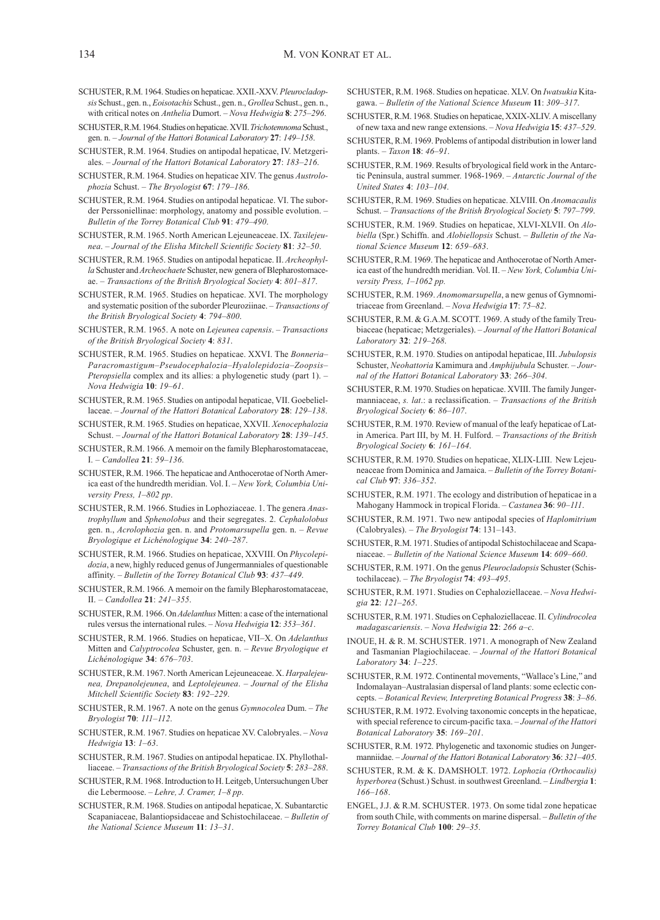SCHUSTER, R.M. 1964. Studies on hepaticae. XXII.-XXV. *Pleurocladopsis* Schust., gen. n., *Eoisotachis* Schust., gen. n., *Grollea* Schust., gen. n., with critical notes on *Anthelia* Dumort. – *Nova Hedwigia* **8**: *275–296*.

SCHUSTER, R.M. 1964. Studies on hepaticae. XVII. *Trichotemnoma* Schust., gen. n. – *Journal of the Hattori Botanical Laboratory* **27**: *149–158*.

SCHUSTER, R.M. 1964. Studies on antipodal hepaticae, IV. Metzgeriales. – *Journal of the Hattori Botanical Laboratory* **27**: *183–216*.

SCHUSTER, R.M. 1964. Studies on hepaticae XIV. The genus *Austrolophozia* Schust. – *The Bryologist* **67**: *179–186*.

SCHUSTER, R.M. 1964. Studies on antipodal hepaticae. VI. The suborder Perssoniellinae: morphology, anatomy and possible evolution. – *Bulletin of the Torrey Botanical Club* **91**: *479–490*.

SCHUSTER, R.M. 1965. North American Lejeuneaceae. IX. *Taxilejeunea*. – *Journal of the Elisha Mitchell Scientific Society* **81**: *32–50*.

SCHUSTER, R.M. 1965. Studies on antipodal hepaticae. II. *Archeophylla* Schuster and *Archeochaete* Schuster, new genera of Blepharostomaceae. – *Transactions of the British Bryological Society* **4**: *801–817*.

SCHUSTER, R.M. 1965. Studies on hepaticae. XVI. The morphology and systematic position of the suborder Pleuroziinae. – *Transactions of the British Bryological Society* **4**: *794–800*.

SCHUSTER, R.M. 1965. A note on *Lejeunea capensis*. – *Transactions of the British Bryological Society* **4**: *831*.

SCHUSTER, R.M. 1965. Studies on hepaticae. XXVI. The *Bonneria–Paracromastigum–Pseudocephalozia–Hyalolepidozia–Zoopsis–Pteropsiella* complex and its allies: a phylogenetic study (part 1). – *Nova Hedwigia* **10**: *19–61*.

SCHUSTER, R.M. 1965. Studies on antipodal hepaticae, VII. Goebeliellaceae. – *Journal of the Hattori Botanical Laboratory* **28**: *129–138*.

SCHUSTER, R.M. 1965. Studies on hepaticae, XXVII. *Xenocephalozia* Schust. – *Journal of the Hattori Botanical Laboratory* **28**: *139–145*.

SCHUSTER, R.M. 1966. A memoir on the family Blepharostomataceae, I. – *Candollea* **21**: *59–136*.

SCHUSTER, R.M. 1966. The hepaticae and Anthocerotae of North America east of the hundredth meridian. Vol. I. – *New York, Columbia University Press, 1–802 pp*.

SCHUSTER, R.M. 1966. Studies in Lophoziaceae. 1. The genera *Anastrophyllum* and *Sphenolobus* and their segregates. 2. *Cephalolobus* gen. n., *Acrolophozia* gen. n. and *Protomarsupella* gen. n. – *Revue Bryologique et Lichénologique* **34**: *240–287*.

SCHUSTER, R.M. 1966. Studies on hepaticae, XXVIII. On *Phycolepidozia*, a new, highly reduced genus of Jungermanniales of questionable affinity. – *Bulletin of the Torrey Botanical Club* **93**: *437–449*.

SCHUSTER, R.M. 1966. A memoir on the family Blepharostomataceae, II. – *Candollea* **21**: *241–355*.

SCHUSTER, R.M. 1966. On *Adelanthus* Mitten: a case of the international rules versus the international rules. – *Nova Hedwigia* **12**: *353–361*.

SCHUSTER, R.M. 1966. Studies on hepaticae, VII–X. On *Adelanthus* Mitten and *Calyptrocolea* Schuster, gen. n. – *Revue Bryologique et Lichénologique* **34**: *676–703*.

SCHUSTER, R.M. 1967. North American Lejeuneaceae. X. *Harpalejeunea, Drepanolejeunea*, and *Leptolejeunea*. – *Journal of the Elisha Mitchell Scientific Society* **83**: *192–229*.

SCHUSTER, R.M. 1967. A note on the genus *Gymnocolea* Dum. – *The Bryologist* **70**: *111–112*.

SCHUSTER, R.M. 1967. Studies on hepaticae XV. Calobryales. – *Nova Hedwigia* **13**: *1–63*.

SCHUSTER, R.M. 1967. Studies on antipodal hepaticae. IX. Phyllothalliaceae. – *Transactions of the British Bryological Society* **5**: *283–288*.

SCHUSTER, R.M. 1968. Introduction to H. Leitgeb, Untersuchungen Uber die Lebermoose. – *Lehre, J. Cramer, 1–8 pp*.

SCHUSTER, R.M. 1968. Studies on antipodal hepaticae, X. Subantarctic Scapaniaceae, Balantiopsidaceae and Schistochilaceae. – *Bulletin of the National Science Museum* **11**: *13–31*.

SCHUSTER, R.M. 1968. Studies on hepaticae. XLV. On *Iwatsukia* Kitagawa. – *Bulletin of the National Science Museum* **11**: *309–317*.

SCHUSTER, R.M. 1968. Studies on hepaticae, XXIX-XLIV. A miscellany of new taxa and new range extensions. – *Nova Hedwigia* **15**: *437–529*.

SCHUSTER, R.M. 1969. Problems of antipodal distribution in lower land plants. – *Taxon* **18**: *46–91*.

SCHUSTER, R.M. 1969. Results of bryological field work in the Antarctic Peninsula, austral summer. 1968-1969. – *Antarctic Journal of the United States* **4**: *103–104*.

SCHUSTER, R.M. 1969. Studies on hepaticae. XLVIII. On *Anomacaulis* Schust. – *Transactions of the British Bryological Society* **5**: *797–799*.

SCHUSTER, R.M. 1969. Studies on hepaticae, XLVI-XLVII. On *Alobiella* (Spr.) Schiffn. and *Alobiellopsis* Schust. – *Bulletin of the National Science Museum* **12**: *659–683*.

SCHUSTER, R.M. 1969. The hepaticae and Anthocerotae of North America east of the hundredth meridian. Vol. II. – *New York, Columbia University Press, 1–1062 pp.*

SCHUSTER, R.M. 1969. *Anomomarsupella*, a new genus of Gymnomitriaceae from Greenland. – *Nova Hedwigia* **17**: *75–82*.

SCHUSTER, R.M. & G.A.M. SCOTT. 1969. A study of the family Treubiaceae (hepaticae; Metzgeriales). – *Journal of the Hattori Botanical Laboratory* **32**: *219–268*.

SCHUSTER, R.M. 1970. Studies on antipodal hepaticae, III. *Jubulopsis* Schuster, *Neohattoria* Kamimura and *Amphijubula* Schuster. – *Journal of the Hattori Botanical Laboratory* **33**: *266–304*.

SCHUSTER, R.M. 1970. Studies on hepaticae. XVIII. The family Jungermanniaceae, *s. lat*.: a reclassification. – *Transactions of the British Bryological Society* **6**: *86–107*.

SCHUSTER, R.M. 1970. Review of manual of the leafy hepaticae of Latin America. Part III, by M. H. Fulford. – *Transactions of the British Bryological Society* **6**: *161–164*.

SCHUSTER, R.M. 1970. Studies on hepaticae, XLIX-LIII. New Lejeuneaceae from Dominica and Jamaica. – *Bulletin of the Torrey Botanical Club* **97**: *336–352*.

SCHUSTER, R.M. 1971. The ecology and distribution of hepaticae in a Mahogany Hammock in tropical Florida. – *Castanea* **36**: *90–111*.

SCHUSTER, R.M. 1971. Two new antipodal species of *Haplomitrium* (Calobryales). – *The Bryologist* **74**: 131–143.

SCHUSTER, R.M. 1971. Studies of antipodal Schistochilaceae and Scapaniaceae. – *Bulletin of the National Science Museum* **14**: *609–660*.

SCHUSTER, R.M. 1971. On the genus *Pleurocladopsis* Schuster (Schistochilaceae). – *The Bryologist* **74**: *493–495*.

SCHUSTER, R.M. 1971. Studies on Cephaloziellaceae. – *Nova Hedwigia* **22**: *121–265*.

SCHUSTER, R.M. 1971. Studies on Cephaloziellaceae. II. *Cylindrocolea madagascariensis*. – *Nova Hedwigia* **22**: *266 a–c*.

INOUE, H. & R. M. SCHUSTER. 1971. A monograph of New Zealand and Tasmanian Plagiochilaceae. – *Journal of the Hattori Botanical Laboratory* **34**: *1–225*.

SCHUSTER, R.M. 1972. Continental movements, "Wallace's Line," and Indomalayan–Australasian dispersal of land plants: some eclectic concepts. – *Botanical Review, Interpreting Botanical Progress* **38**: *3–86*.

SCHUSTER, R.M. 1972. Evolving taxonomic concepts in the hepaticae, with special reference to circum-pacific taxa. – *Journal of the Hattori Botanical Laboratory* **35**: *169–201*.

SCHUSTER, R.M. 1972. Phylogenetic and taxonomic studies on Jungermanniidae. – *Journal of the Hattori Botanical Laboratory* **36**: *321–405*.

SCHUSTER, R.M. & K. DAMSHOLT. 1972. *Lophozia (Orthocaulis) hyperborea* (Schust.) Schust. in southwest Greenland. – *Lindbergia* **1**: *166–168*.

ENGEL, J.J. & R.M. SCHUSTER. 1973. On some tidal zone hepaticae from south Chile, with comments on marine dispersal. – *Bulletin of the Torrey Botanical Club* **100**: *29–35*.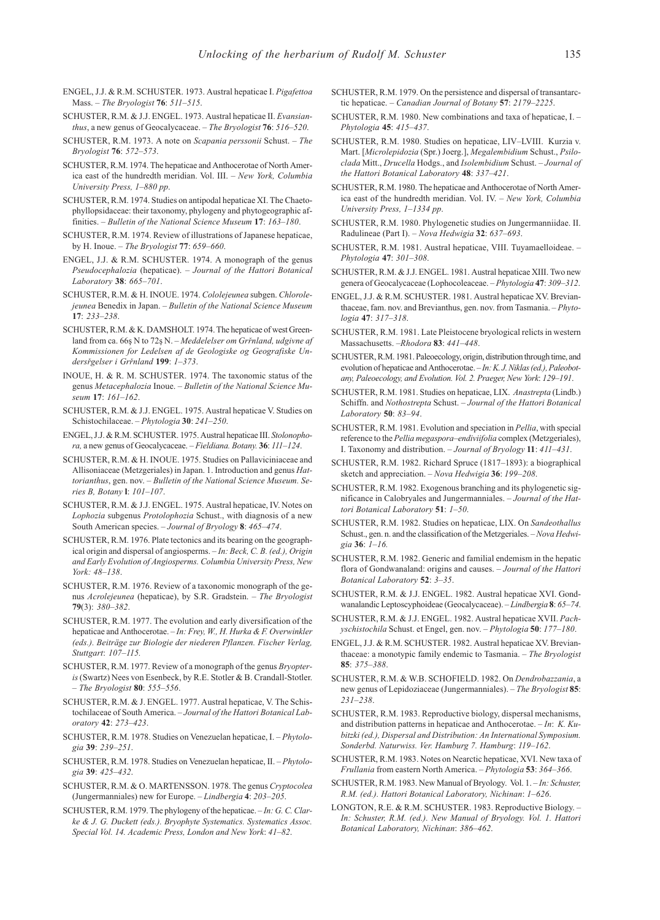ENGEL, J.J. & R.M. SCHUSTER. 1973. Austral hepaticae I. *Pigafettoa* Mass. – *The Bryologist* **76**: *511–515*.

SCHUSTER, R.M. & J.J. ENGEL. 1973. Austral hepaticae II. *Evansianthus*, a new genus of Geocalycaceae. – *The Bryologist* **76**: *516–520*.

SCHUSTER, R.M. 1973. A note on *Scapania perssonii* Schust. – *The Bryologist* **76**: *572–573*.

SCHUSTER, R.M. 1974. The hepaticae and Anthocerotae of North America east of the hundredth meridian. Vol. III. – *New York, Columbia University Press, 1–880 pp*.

SCHUSTER, R.M. 1974. Studies on antipodal hepaticae XI. The Chaetophyllopsidaceae: their taxonomy, phylogeny and phytogeographic affinities. – *Bulletin of the National Science Museum* **17**: *163–180*.

SCHUSTER, R.M. 1974. Review of illustrations of Japanese hepaticae, by H. Inoue. – *The Bryologist* **77**: *659–660*.

ENGEL, J.J. & R.M. SCHUSTER. 1974. A monograph of the genus *Pseudocephalozia* (hepaticae). – *Journal of the Hattori Botanical Laboratory* **38**: *665–701*.

SCHUSTER, R.M. & H. INOUE. 1974. *Cololejeunea* subgen. *Chlorolejeunea* Benedix in Japan. – *Bulletin of the National Science Museum* **17**: *233–238*.

SCHUSTER, R.M. & K. DAMSHOLT. 1974. The hepaticae of west Greenland from ca. 66ş N to 72ş N. – *Meddelelser om Grřnland, udgivne af Kommissionen for Ledelsen af de Geologiske og Geografiske Undersřgelser i Grřnland* **199**: *1–373*.

INOUE, H. & R. M. SCHUSTER. 1974. The taxonomic status of the genus *Metacephalozia* Inoue. – *Bulletin of the National Science Museum* **17**: *161–162*.

SCHUSTER, R.M. & J.J. ENGEL. 1975. Austral hepaticae V. Studies on Schistochilaceae. – *Phytologia* **30**: *241–250*.

ENGEL, J.J. & R.M. SCHUSTER. 1975. Austral hepaticae III. *Stolonophora*, a new genus of Geocalycaceae. – *Fieldiana. Botany.* **36**: *111–124*.

SCHUSTER, R.M. & H. INOUE. 1975. Studies on Pallaviciniaceae and Allisoniaceae (Metzgeriales) in Japan. 1. Introduction and genus *Hattorianthus*, gen. nov. – *Bulletin of the National Science Museum. Series B, Botany* **l**: *101–107*.

SCHUSTER, R.M. & J.J. ENGEL. 1975. Austral hepaticae, IV. Notes on *Lophozia* subgenus *Protolophozia* Schust., with diagnosis of a new South American species. – *Journal of Bryology* **8**: *465–474*.

SCHUSTER, R.M. 1976. Plate tectonics and its bearing on the geographical origin and dispersal of angiosperms. – *In: Beck, C. B. (ed.), Origin and Early Evolution of Angiosperms. Columbia University Press, New York: 48–138*.

SCHUSTER, R.M. 1976. Review of a taxonomic monograph of the genus *Acrolejeunea* (hepaticae), by S.R. Gradstein. – *The Bryologist* **79**(3): *380–382*.

SCHUSTER, R.M. 1977. The evolution and early diversification of the hepaticae and Anthocerotae. – *In: Frey, W., H. Hurka & F. Overwinkler (eds.). Beiträge zur Biologie der niederen Pflanzen. Fischer Verlag, Stuttgart*: *107–115.*

SCHUSTER, R.M. 1977. Review of a monograph of the genus *Bryopteris* (Swartz) Nees von Esenbeck, by R.E. Stotler & B. Crandall-Stotler. – *The Bryologist* **80**: *555–556*.

SCHUSTER, R.M. & J. ENGEL. 1977. Austral hepaticae, V. The Schistochilaceae of South America. – *Journal of the Hattori Botanical Laboratory* **42**: *273–423*.

SCHUSTER, R.M. 1978. Studies on Venezuelan hepaticae, I. – *Phytologia* **39**: *239–251*.

SCHUSTER, R.M. 1978. Studies on Venezuelan hepaticae, II. – *Phytologia* **39**: *425–432*.

SCHUSTER, R.M. & O. MARTENSSON. 1978. The genus *Cryptocolea* (Jungermanniales) new for Europe. – *Lindbergia* **4**: *203–205*.

SCHUSTER, R.M. 1979. The phylogeny of the hepaticae. – *In: G. C. Clarke & J. G. Duckett (eds.). Bryophyte Systematics. Systematics Assoc. Special Vol. 14. Academic Press, London and New York*: *41–82*.

SCHUSTER, R.M. 1979. On the persistence and dispersal of transantarctic hepaticae. – *Canadian Journal of Botany* **57**: *2179–2225*.

SCHUSTER, R.M. 1980. New combinations and taxa of hepaticae, I. – *Phytologia* **45**: *415–437*.

SCHUSTER, R.M. 1980. Studies on hepaticae, LIV–LVIII. Kurzia v. Mart. [*Microlepidozia* (Spr.) Joerg.], *Megalembidium* Schust., *Psiloclada* Mitt., *Drucella* Hodgs., and *Isolembidium* Schust. – *Journal of the Hattori Botanical Laboratory* **48**: *337–421*.

SCHUSTER, R.M. 1980. The hepaticae and Anthocerotae of North America east of the hundredth meridian. Vol. IV. – *New York, Columbia University Press, 1–1334 pp*.

SCHUSTER, R.M. 1980. Phylogenetic studies on Jungermanniidae. II. Radulineae (Part I). – *Nova Hedwigia* **32**: *637–693*.

SCHUSTER, R.M. 1981. Austral hepaticae, VIII. Tuyamaelloideae. – *Phytologia* **47**: *301–308*.

SCHUSTER, R.M. & J.J. ENGEL. 1981. Austral hepaticae XIII. Two new genera of Geocalycaceae (Lophocoleaceae. – *Phytologia* **47**: *309–312*.

ENGEL, J.J. & R.M. SCHUSTER. 1981. Austral hepaticae XV. Brevianthaceae, fam. nov. and Brevianthus, gen. nov. from Tasmania. – *Phytologia* **47**: *317–318*.

SCHUSTER, R.M. 1981. Late Pleistocene bryological relicts in western Massachusetts. –*Rhodora* **83**: *441–448*.

SCHUSTER, R.M. 1981. Paleoecology, origin, distribution through time, and evolution of hepaticae and Anthocerotae. – *In: K.J. Niklas (ed.), Paleobotany, Paleoecology, and Evolution. Vol. 2. Praeger, New York*: *129–191*.

SCHUSTER, R.M. 1981. Studies on hepaticae, LIX. *Anastrepta* (Lindb.) Schiffn. and *Nothostrepta* Schust. – *Journal of the Hattori Botanical Laboratory* **50**: *83–94*.

SCHUSTER, R.M. 1981. Evolution and speciation in *Pellia*, with special reference to the *Pellia megaspora–endiviifolia* complex (Metzgeriales), I. Taxonomy and distribution. – *Journal of Bryology* **11**: *411–431*.

SCHUSTER, R.M. 1982. Richard Spruce (1817–1893): a biographical sketch and appreciation. – *Nova Hedwigia* **36**: *199–208*.

SCHUSTER, R.M. 1982. Exogenous branching and its phylogenetic significance in Calobryales and Jungermanniales. – *Journal of the Hattori Botanical Laboratory* **51**: *1–50*.

SCHUSTER, R.M. 1982. Studies on hepaticae, LIX. On *Sandeothallus* Schust., gen. n. and the classification of the Metzgeriales. – *Nova Hedwigia* **36**: *1–16.*

SCHUSTER, R.M. 1982. Generic and familial endemism in the hepatic flora of Gondwanaland: origins and causes. – *Journal of the Hattori Botanical Laboratory* **52**: *3–35*.

SCHUSTER, R.M. & J.J. ENGEL. 1982. Austral hepaticae XVI. Gondwanalandic Leptoscyphoideae (Geocalycaceae). – *Lindbergia* **8**: *65–74.*

SCHUSTER, R.M. & J.J. ENGEL. 1982. Austral hepaticae XVII. *Pachyschistochila* Schust. et Engel, gen. nov. – *Phytologia* **50**: *177–180*.

ENGEL, J.J. & R.M. SCHUSTER. 1982. Austral hepaticae XV. Brevianthaceae: a monotypic family endemic to Tasmania. – *The Bryologist* **85**: *375–388*.

SCHUSTER, R.M. & W.B. SCHOFIELD. 1982. On *Dendrobazzania*, a new genus of Lepidoziaceae (Jungermanniales). – *The Bryologist* **85**: *231–238*.

SCHUSTER, R.M. 1983. Reproductive biology, dispersal mechanisms, and distribution patterns in hepaticae and Anthocerotae. – *In*: *K. Kubitzki (ed.), Dispersal and Distribution: An International Symposium. Sonderbd. Naturwiss. Ver. Hamburg 7. Hamburg*: *119–162*.

SCHUSTER, R.M. 1983. Notes on Nearctic hepaticae, XVI. New taxa of *Frullania* from eastern North America. – *Phytologia* **53**: *364–366*.

SCHUSTER, R.M. 1983. New Manual of Bryology. Vol. 1. – *In: Schuster, R.M. (ed.). Hattori Botanical Laboratory, Nichinan*: *1–626*.

LONGTON, R.E. & R.M. SCHUSTER. 1983. Reproductive Biology. – *In: Schuster, R.M. (ed.). New Manual of Bryology. Vol. 1. Hattori Botanical Laboratory, Nichinan*: *386–462*.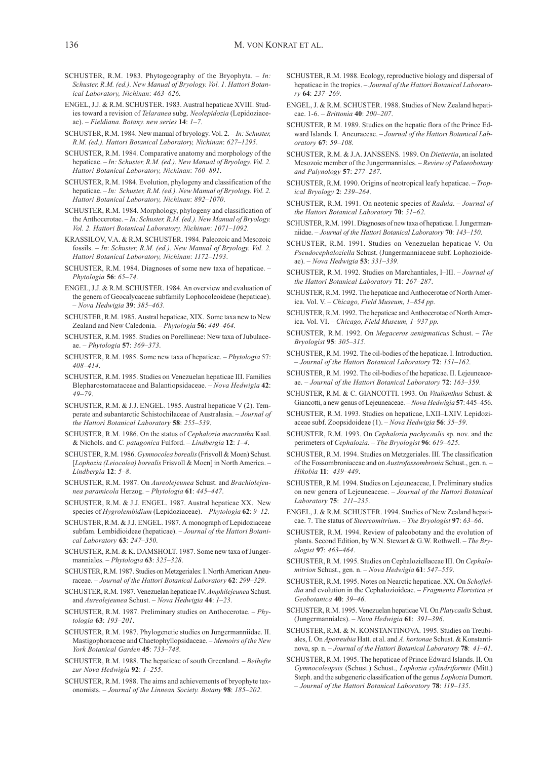SCHUSTER, R.M. 1983. Phytogeography of the Bryophyta. – *In: Schuster, R.M. (ed.). New Manual of Bryology. Vol. 1. Hattori Botanical Laboratory, Nichinan*: *463–626*.

ENGEL, J.J. & R.M. SCHUSTER. 1983. Austral hepaticae XVIII. Studies toward a revision of *Telaranea* subg. *Neolepidozia* (Lepidoziaceae). – *Fieldiana. Botany. new series* **14**: *1–7*.

SCHUSTER, R.M. 1984. New manual of bryology. Vol. 2. – *In: Schuster, R.M. (ed.). Hattori Botanical Laboratory, Nichinan*: *627–1295*.

SCHUSTER, R.M. 1984. Comparative anatomy and morphology of the hepaticae. – *In: Schuster, R.M. (ed.). New Manual of Bryology. Vol. 2. Hattori Botanical Laboratory, Nichinan*: *760–891*.

SCHUSTER, R.M. 1984. Evolution, phylogeny and classification of the hepaticae. – *In: Schuster, R.M. (ed.). New Manual of Bryology. Vol. 2. Hattori Botanical Laboratory, Nichinan*: *892–1070*.

SCHUSTER, R.M. 1984. Morphology, phylogeny and classification of the Anthocerotae. – *In: Schuster, R.M. (ed.). New Manual of Bryology. Vol. 2. Hattori Botanical Laboratory, Nichinan*: *1071–1092*.

KRASSILOV, V.A. & R.M. SCHUSTER. 1984. Paleozoic and Mesozoic fossils. – *In*: *Schuster, R.M. (ed.). New Manual of Bryology. Vol. 2. Hattori Botanical Laboratory, Nichinan*: *1172–1193*.

SCHUSTER, R.M. 1984. Diagnoses of some new taxa of hepaticae. – *Phytologia* **56**: *65–74*.

ENGEL, J.J. & R.M. SCHUSTER. 1984. An overview and evaluation of the genera of Geocalycaceae subfamily Lophocoleoideae (hepaticae). – *Nova Hedwigia* **39**: *385–463*.

SCHUSTER, R.M. 1985. Austral hepaticae, XIX. Some taxa new to New Zealand and New Caledonia. – *Phytologia* **56**: *449–464*.

SCHUSTER, R.M. 1985. Studies on Porellineae: New taxa of Jubulaceae. – *Phytologia* **57**: *369–373*.

SCHUSTER, R.M. 1985. Some new taxa of hepaticae. – *Phytologia* 57: *408–414*.

SCHUSTER, R.M. 1985. Studies on Venezuelan hepaticae III. Families Blepharostomataceae and Balantiopsidaceae. – *Nova Hedwigia* **42**: *49–79*.

SCHUSTER, R.M. & J.J. ENGEL. 1985. Austral hepaticae V (2). Temperate and subantarctic Schistochilaceae of Australasia. – *Journal of the Hattori Botanical Laboratory* **58**: *255–539*.

SCHUSTER, R.M. 1986. On the status of *Cephalozia macrantha* Kaal. & Nichols. and *C. patagonica* Fulford. – *Lindbergia* **12**: *1–4*.

SCHUSTER, R.M. 1986. *Gymnocolea borealis* (Frisvoll & Moen) Schust. [*Lophozia (Leiocolea) borealis* Frisvoll & Moen] in North America. – *Lindbergia* **12**: *5–8*.

SCHUSTER, R.M. 1987. On *Aureolejeunea* Schust. and *Brachiolejeunea paramicola* Herzog. – *Phytologia* **61**: *445–447*.

SCHUSTER, R.M. & J.J. ENGEL. 1987. Austral hepaticae XX. New species of *Hygrolembidium* (Lepidoziaceae). – *Phytologia* **62**: *9–12*.

SCHUSTER, R.M. & J.J. ENGEL. 1987. A monograph of Lepidoziaceae subfam. Lembidioideae (hepaticae). – *Journal of the Hattori Botanical Laboratory* **63**: *247–350*.

SCHUSTER, R.M. & K. DAMSHOLT. 1987. Some new taxa of Jungermanniales. – *Phytologia* **63**: *325–328*.

SCHUSTER, R.M. 1987. Studies on Metzgeriales: I. North American Aneuraceae. – *Journal of the Hattori Botanical Laboratory* **62**: *299–329*.

SCHUSTER, R.M. 1987. Venezuelan hepaticae IV. *Amphilejeunea* Schust. and *Aureolejeunea* Schust. – *Nova Hedwigia* **44**: *1–23*.

SCHUSTER, R.M. 1987. Preliminary studies on Anthocerotae. – *Phytologia* **63**: *193–201*.

SCHUSTER, R.M. 1987. Phylogenetic studies on Jungermanniidae. II. Mastigophoraceae and Chaetophyllopsidaceae. – *Memoirs of the New York Botanical Garden* **45**: *733–748*.

SCHUSTER, R.M. 1988. The hepaticae of south Greenland. – *Beihefte zur Nova Hedwigia* **92**: *1–255*.

SCHUSTER, R.M. 1988. The aims and achievements of bryophyte taxonomists. – *Journal of the Linnean Society. Botany* **98**: *185–202*.

SCHUSTER, R.M. 1988. Ecology, reproductive biology and dispersal of hepaticae in the tropics. – *Journal of the Hattori Botanical Laboratory* **64**: *237–269*.

ENGEL, J. & R.M. SCHUSTER. 1988. Studies of New Zealand hepaticae. 1-6. – *Brittonia* **40**: *200–207*.

SCHUSTER, R.M. 1989. Studies on the hepatic flora of the Prince Edward Islands. I. Aneuraceae. – *Journal of the Hattori Botanical Laboratory* **67**: *59–108*.

SCHUSTER, R.M. & J.A. JANSSENS. 1989. On *Diettertia*, an isolated Mesozoic member of the Jungermanniales. – *Review of Palaeobotany and Palynology* **57**: *277–287*.

SCHUSTER, R.M. 1990. Origins of neotropical leafy hepaticae. – *Tropical Bryology* **2**: *239–264*.

SCHUSTER, R.M. 1991. On neotenic species of *Radula*. – *Journal of the Hattori Botanical Laboratory* **70**: *51–62*.

SCHUSTER, R.M. 1991. Diagnoses of new taxa of hepaticae. I. Jungermanniidae. – *Journal of the Hattori Botanical Laboratory* **70**: *143–150*.

SCHUSTER, R.M. 1991. Studies on Venezuelan hepaticae V. On *Pseudocephaloziella* Schust. (Jungermanniaceae subf. Lophozioideae). – *Nova Hedwigia* **53**: *331–339*.

SCHUSTER, R.M. 1992. Studies on Marchantiales, I–III. – *Journal of the Hattori Botanical Laboratory* **71**: *267–287*.

SCHUSTER, R.M. 1992. The hepaticae and Anthocerotae of North America. Vol. V. – *Chicago, Field Museum, 1–854 pp.*

SCHUSTER, R.M. 1992. The hepaticae and Anthocerotae of North America. Vol. VI. – *Chicago, Field Museum, 1–937 pp.*

SCHUSTER, R.M. 1992. On *Megaceros aenigmaticus* Schust. – *The Bryologist* **95**: *305–315*.

SCHUSTER, R.M. 1992. The oil-bodies of the hepaticae. I. Introduction. – *Journal of the Hattori Botanical Laboratory* **72**: *151–162*.

SCHUSTER, R.M. 1992. The oil-bodies of the hepaticae. II. Lejeuneaceae. – *Journal of the Hattori Botanical Laboratory* **72**: *163–359*.

SCHUSTER, R.M. & C. GIANCOTTI. 1993. On *Vitalianthus* Schust. & Giancotti, a new genus of Lejeuneaceae. – *Nova Hedwigia* **57**: 445–456.

SCHUSTER, R.M. 1993. Studies on hepaticae, LXII–LXIV. Lepidoziaceae subf. Zoopsidoideae (1). – *Nova Hedwigia* **56**: *35–59*.

SCHUSTER, R.M. 1993. On *Cephalozia pachycaulis* sp. nov. and the perimeters of *Cephalozia*. – *The Bryologist* **96**: *619–625*.

SCHUSTER, R.M. 1994. Studies on Metzgeriales. III. The classification of the Fossombroniaceae and on *Austrofossombronia* Schust., gen. n. – *Hikobia* **11**: *439–449*.

SCHUSTER, R.M. 1994. Studies on Lejeuneaceae, I. Preliminary studies on new genera of Lejeuneaceae. – *Journal of the Hattori Botanical Laboratory* **75**: *211–235*.

ENGEL, J. & R.M. SCHUSTER. 1994. Studies of New Zealand hepaticae. 7. The status of *Steereomitrium*. – *The Bryologist* **97**: *63–66*.

SCHUSTER, R.M. 1994. Review of paleobotany and the evolution of plants. Second Edition, by W.N. Stewart & G.W. Rothwell. – *The Bryologist* **97**: *463–464*.

SCHUSTER, R.M. 1995. Studies on Cephaloziellaceae III. On *Cephalomitrion* Schust., gen. n. – *Nova Hedwigia* **61**: *547–559*.

SCHUSTER, R.M. 1995. Notes on Nearctic hepaticae. XX. On *Schofieldia* and evolution in the Cephalozioideae. – *Fragmenta Floristica et Geobotanica* **40**: *39–46*.

SCHUSTER, R.M. 1995. Venezuelan hepaticae VI. On *Platycaulis* Schust. (Jungermanniales). – *Nova Hedwigia* **61**: *391–396*.

SCHUSTER, R.M. & N. KONSTANTINOVA. 1995. Studies on Treubiales, I. On *Apotreubia* Hatt. et al. and *A. hortonae* Schust. & Konstantinova, sp. n. – *Journal of the Hattori Botanical Laboratory* **78**: *41–61*.

SCHUSTER, R.M. 1995. The hepaticae of Prince Edward Islands. II. On *Gymnocoleopsis* (Schust.) Schust., *Lophozia cylindriformis* (Mitt.) Steph. and the subgeneric classification of the genus *Lophozia* Dumort. – *Journal of the Hattori Botanical Laboratory* **78**: *119–135*.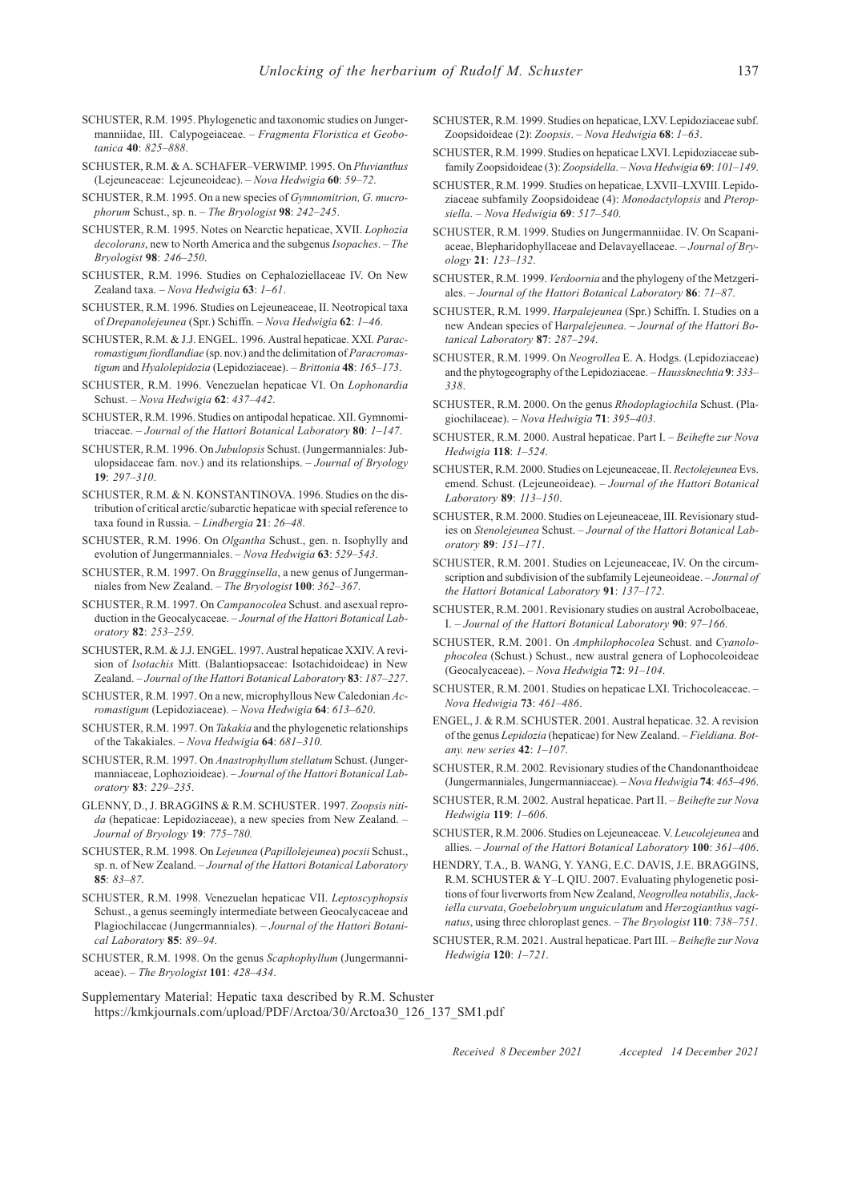SCHUSTER, R.M. 1995. Phylogenetic and taxonomic studies on Jungermanniidae, III. Calypogeiaceae. – *Fragmenta Floristica et Geobotanica* **40**: *825–888*.

SCHUSTER, R.M. & A. SCHAFER–VERWIMP. 1995. On *Pluvianthus* (Lejeuneaceae: Lejeuneoideae). – *Nova Hedwigia* **60**: *59–72*.

SCHUSTER, R.M. 1995. On a new species of *Gymnomitrion, G. mucrophorum* Schust., sp. n. – *The Bryologist* **98**: *242–245*.

SCHUSTER, R.M. 1995. Notes on Nearctic hepaticae, XVII. *Lophozia decolorans*, new to North America and the subgenus *Isopaches*. – *The Bryologist* **98**: *246–250*.

SCHUSTER, R.M. 1996. Studies on Cephaloziellaceae IV. On New Zealand taxa. – *Nova Hedwigia* **63**: *1–61*.

SCHUSTER, R.M. 1996. Studies on Lejeuneaceae, II. Neotropical taxa of *Drepanolejeunea* (Spr.) Schiffn. – *Nova Hedwigia* **62**: *1–46*.

SCHUSTER, R.M. & J.J. ENGEL. 1996. Austral hepaticae. XXI. *Paracromastigum fiordlandiae* (sp. nov.) and the delimitation of *Paracromastigum* and *Hyalolepidozia* (Lepidoziaceae). – *Brittonia* **48**: *165–173*.

SCHUSTER, R.M. 1996. Venezuelan hepaticae VI. On *Lophonardia* Schust. – *Nova Hedwigia* **62**: *437–442*.

SCHUSTER, R.M. 1996. Studies on antipodal hepaticae. XII. Gymnomitriaceae. – *Journal of the Hattori Botanical Laboratory* **80**: *1–147*.

SCHUSTER, R.M. 1996. On *Jubulopsis* Schust. (Jungermanniales: Jubulopsidaceae fam. nov.) and its relationships. – *Journal of Bryology* **19**: *297–310*.

SCHUSTER, R.M. & N. KONSTANTINOVA. 1996. Studies on the distribution of critical arctic/subarctic hepaticae with special reference to taxa found in Russia. – *Lindbergia* **21**: *26–48*.

SCHUSTER, R.M. 1996. On *Olgantha* Schust., gen. n. Isophylly and evolution of Jungermanniales. – *Nova Hedwigia* **63**: *529–543*.

SCHUSTER, R.M. 1997. On *Bragginsella*, a new genus of Jungermanniales from New Zealand. – *The Bryologist* **100**: *362–367*.

SCHUSTER, R.M. 1997. On *Campanocolea* Schust. and asexual reproduction in the Geocalycaceae. – *Journal of the Hattori Botanical Laboratory* **82**: *253–259*.

SCHUSTER, R.M. & J.J. ENGEL. 1997. Austral hepaticae XXIV. A revision of *Isotachis* Mitt. (Balantiopsaceae: Isotachidoideae) in New Zealand. – *Journal of the Hattori Botanical Laboratory* **83**: *187–227*.

SCHUSTER, R.M. 1997. On a new, microphyllous New Caledonian *Acromastigum* (Lepidoziaceae). – *Nova Hedwigia* **64**: *613–620*.

SCHUSTER, R.M. 1997. On *Takakia* and the phylogenetic relationships of the Takakiales. – *Nova Hedwigia* **64**: *681–310*.

SCHUSTER, R.M. 1997. On *Anastrophyllum stellatum* Schust. (Jungermanniaceae, Lophozioideae). – *Journal of the Hattori Botanical Laboratory* **83**: *229–235*.

GLENNY, D., J. BRAGGINS & R.M. SCHUSTER. 1997. *Zoopsis nitida* (hepaticae: Lepidoziaceae), a new species from New Zealand. – *Journal of Bryology* **19**: *775–780.*

SCHUSTER, R.M. 1998. On *Lejeunea* (*Papillolejeunea*) *pocsii* Schust., sp. n. of New Zealand. – *Journal of the Hattori Botanical Laboratory* **85**: *83–87*.

SCHUSTER, R.M. 1998. Venezuelan hepaticae VII. *Leptoscyphopsis* Schust., a genus seemingly intermediate between Geocalycaceae and Plagiochilaceae (Jungermanniales). – *Journal of the Hattori Botanical Laboratory* **85**: *89–94*.

SCHUSTER, R.M. 1998. On the genus *Scaphophyllum* (Jungermanniaceae). – *The Bryologist* **101**: *428–434*.

SCHUSTER, R.M. 1999. Studies on hepaticae, LXV. Lepidoziaceae subf. Zoopsidoideae (2): *Zoopsis*. – *Nova Hedwigia* **68**: *1–63*.

SCHUSTER, R.M. 1999. Studies on hepaticae LXVI. Lepidoziaceae subfamily Zoopsidoideae (3): *Zoopsidella*. – *Nova Hedwigia* **69**: *101–149*.

SCHUSTER, R.M. 1999. Studies on hepaticae, LXVII–LXVIII. Lepidoziaceae subfamily Zoopsidoideae (4): *Monodactylopsis* and *Pteropsiella*. – *Nova Hedwigia* **69**: *517–540*.

SCHUSTER, R.M. 1999. Studies on Jungermanniidae. IV. On Scapaniaceae, Blepharidophyllaceae and Delavayellaceae. – *Journal of Bryology* **21**: *123–132*.

SCHUSTER, R.M. 1999. *Verdoornia* and the phylogeny of the Metzgeriales. – *Journal of the Hattori Botanical Laboratory* **86**: *71–87*.

SCHUSTER, R.M. 1999. *Harpalejeunea* (Spr.) Schiffn. I. Studies on a new Andean species of H*arpalejeunea*. – *Journal of the Hattori Botanical Laboratory* **87**: *287–294*.

SCHUSTER, R.M. 1999. On *Neogrollea* E. A. Hodgs. (Lepidoziaceae) and the phytogeography of the Lepidoziaceae. – *Haussknechtia* **9**: *333–338*.

SCHUSTER, R.M. 2000. On the genus *Rhodoplagiochila* Schust. (Plagiochilaceae). – *Nova Hedwigia* **71**: *395–403*.

SCHUSTER, R.M. 2000. Austral hepaticae. Part I. – *Beihefte zur Nova Hedwigia* **118**: *1–524*.

SCHUSTER, R.M. 2000. Studies on Lejeuneaceae, II. *Rectolejeunea* Evs. emend. Schust. (Lejeuneoideae). – *Journal of the Hattori Botanical Laboratory* **89**: *113–150*.

SCHUSTER, R.M. 2000. Studies on Lejeuneaceae, III. Revisionary studies on *Stenolejeunea* Schust. – *Journal of the Hattori Botanical Laboratory* **89**: *151–171*.

SCHUSTER, R.M. 2001. Studies on Lejeuneaceae, IV. On the circumscription and subdivision of the subfamily Lejeuneoideae. – *Journal of the Hattori Botanical Laboratory* **91**: *137–172*.

SCHUSTER, R.M. 2001. Revisionary studies on austral Acrobolbaceae, I. – *Journal of the Hattori Botanical Laboratory* **90**: *97–166*.

SCHUSTER, R.M. 2001. On *Amphilophocolea* Schust. and *Cyanolophocolea* (Schust.) Schust., new austral genera of Lophocoleoideae (Geocalycaceae). – *Nova Hedwigia* **72**: *91–104*.

SCHUSTER, R.M. 2001. Studies on hepaticae LXI. Trichocoleaceae. – *Nova Hedwigia* **73**: *461–486*.

ENGEL, J. & R.M. SCHUSTER. 2001. Austral hepaticae. 32. A revision of the genus *Lepidozia* (hepaticae) for New Zealand. – *Fieldiana. Botany. new series* **42**: *1–107*.

SCHUSTER, R.M. 2002. Revisionary studies of the Chandonanthoideae (Jungermanniales, Jungermanniaceae). – *Nova Hedwigia* **74**: *465–496*.

SCHUSTER, R.M. 2002. Austral hepaticae. Part II. – *Beihefte zur Nova Hedwigia* **119**: *1–606*.

SCHUSTER, R.M. 2006. Studies on Lejeuneaceae. V. *Leucolejeunea* and allies. – *Journal of the Hattori Botanical Laboratory* **100**: *361–406*.

HENDRY, T.A., B. WANG, Y. YANG, E.C. DAVIS, J.E. BRAGGINS, R.M. SCHUSTER & Y–L QIU. 2007. Evaluating phylogenetic positions of four liverworts from New Zealand, *Neogrollea notabilis*, *Jackiella curvata*, *Goebelobryum unguiculatum* and *Herzogianthus vaginatus*, using three chloroplast genes. – *The Bryologist* **110**: *738–751*.

SCHUSTER, R.M. 2021. Austral hepaticae. Part III. – *Beihefte zur Nova Hedwigia* **120**: *1–721*.

Supplementary Material: Hepatic taxa described by R.M. Schuster
https://kmkjournals.com/upload/PDF/Arctoa/30/Arctoa30_126_137_SM1.pdf

*Received 8 December 2021 Accepted 14 December 2021*